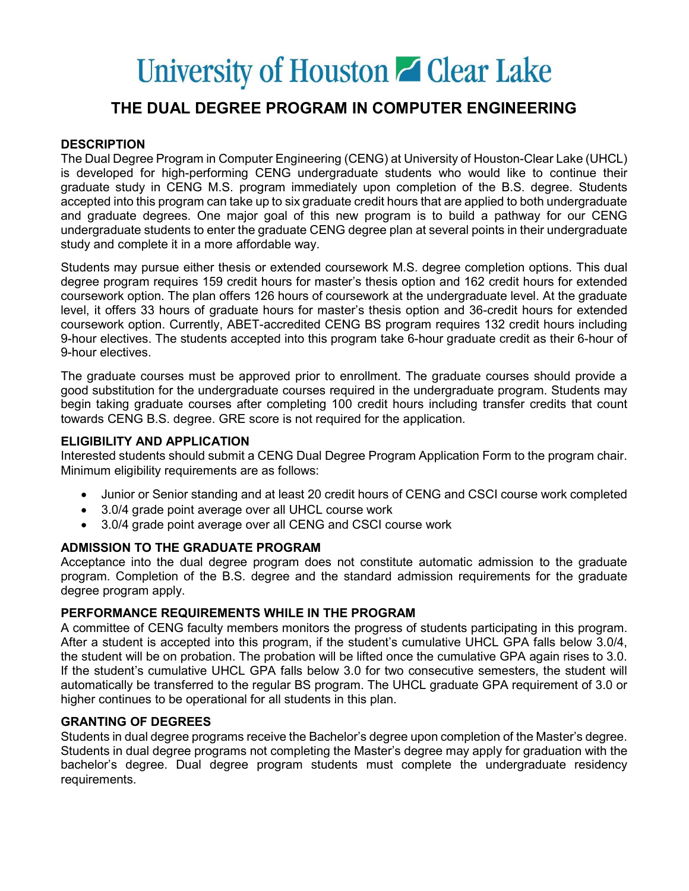# University of Houston Clear Lake

## THE DUAL DEGREE PROGRAM IN COMPUTER ENGINEERING

### DESCRIPTION

The Dual Degree Program in Computer Engineering (CENG) at University of Houston-Clear Lake (UHCL) is developed for high-performing CENG undergraduate students who would like to continue their graduate study in CENG M.S. program immediately upon completion of the B.S. degree. Students accepted into this program can take up to six graduate credit hours that are applied to both undergraduate and graduate degrees. One major goal of this new program is to build a pathway for our CENG undergraduate students to enter the graduate CENG degree plan at several points in their undergraduate study and complete it in a more affordable way.

Students may pursue either thesis or extended coursework M.S. degree completion options. This dual degree program requires 159 credit hours for master's thesis option and 162 credit hours for extended coursework option. The plan offers 126 hours of coursework at the undergraduate level. At the graduate level, it offers 33 hours of graduate hours for master's thesis option and 36-credit hours for extended coursework option. Currently, ABET-accredited CENG BS program requires 132 credit hours including 9-hour electives. The students accepted into this program take 6-hour graduate credit as their 6-hour of 9-hour electives.

The graduate courses must be approved prior to enrollment. The graduate courses should provide a good substitution for the undergraduate courses required in the undergraduate program. Students may begin taking graduate courses after completing 100 credit hours including transfer credits that count towards CENG B.S. degree. GRE score is not required for the application.

### ELIGIBILITY AND APPLICATION

Interested students should submit a CENG Dual Degree Program Application Form to the program chair. Minimum eligibility requirements are as follows:

- Junior or Senior standing and at least 20 credit hours of CENG and CSCI course work completed
- 3.0/4 grade point average over all UHCL course work
- 3.0/4 grade point average over all CENG and CSCI course work

### ADMISSION TO THE GRADUATE PROGRAM

Acceptance into the dual degree program does not constitute automatic admission to the graduate program. Completion of the B.S. degree and the standard admission requirements for the graduate degree program apply.

### PERFORMANCE REQUIREMENTS WHILE IN THE PROGRAM

A committee of CENG faculty members monitors the progress of students participating in this program. After a student is accepted into this program, if the student's cumulative UHCL GPA falls below 3.0/4, the student will be on probation. The probation will be lifted once the cumulative GPA again rises to 3.0. If the student's cumulative UHCL GPA falls below 3.0 for two consecutive semesters, the student will automatically be transferred to the regular BS program. The UHCL graduate GPA requirement of 3.0 or higher continues to be operational for all students in this plan.

### GRANTING OF DEGREES

Students in dual degree programs receive the Bachelor's degree upon completion of the Master's degree. Students in dual degree programs not completing the Master's degree may apply for graduation with the bachelor's degree. Dual degree program students must complete the undergraduate residency requirements.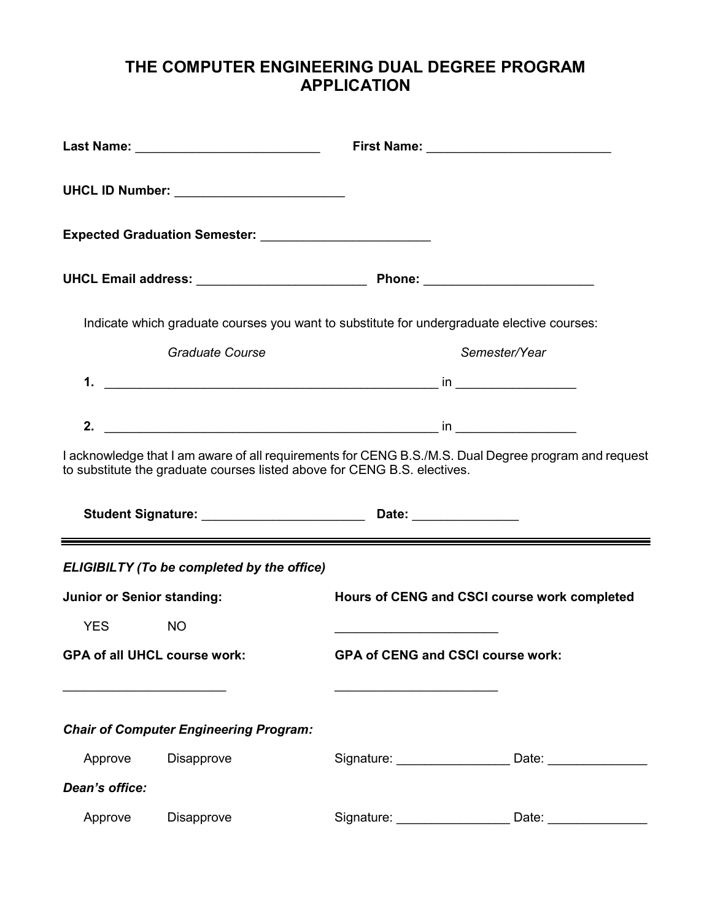# THE COMPUTER ENGINEERING DUAL DEGREE PROGRAM APPLICATION

**Last Name:** __________________________ **First Name:** __________________________

**UHCL ID Number:** ________________________

**Expected Graduation Semester:** ________________________

**UHCL Email address:** ________________________ **Phone:** ________________________

Indicate which graduate courses you want to substitute for undergraduate elective courses:

*Graduate Course* *Semester/Year*

**1.** ________________________________________________ in ________________

**2.** ________________________________________________ in ________________

I acknowledge that I am aware of all requirements for CENG B.S./M.S. Dual Degree program and request to substitute the graduate courses listed above for CENG B.S. electives.

**Student Signature:** ________________________ **Date:** _______________

---

***ELIGIBILTY (To be completed by the office)***

**Junior or Senior standing:**

YES NO

**Hours of CENG and CSCI course work completed**

________________________

**GPA of all UHCL course work:**

________________________

**GPA of CENG and CSCI course work:**

________________________

***Chair of Computer Engineering Program:***

Approve Disapprove Signature: ________________ Date: ______________

***Dean's office:***

Approve Disapprove Signature: ________________ Date: ______________